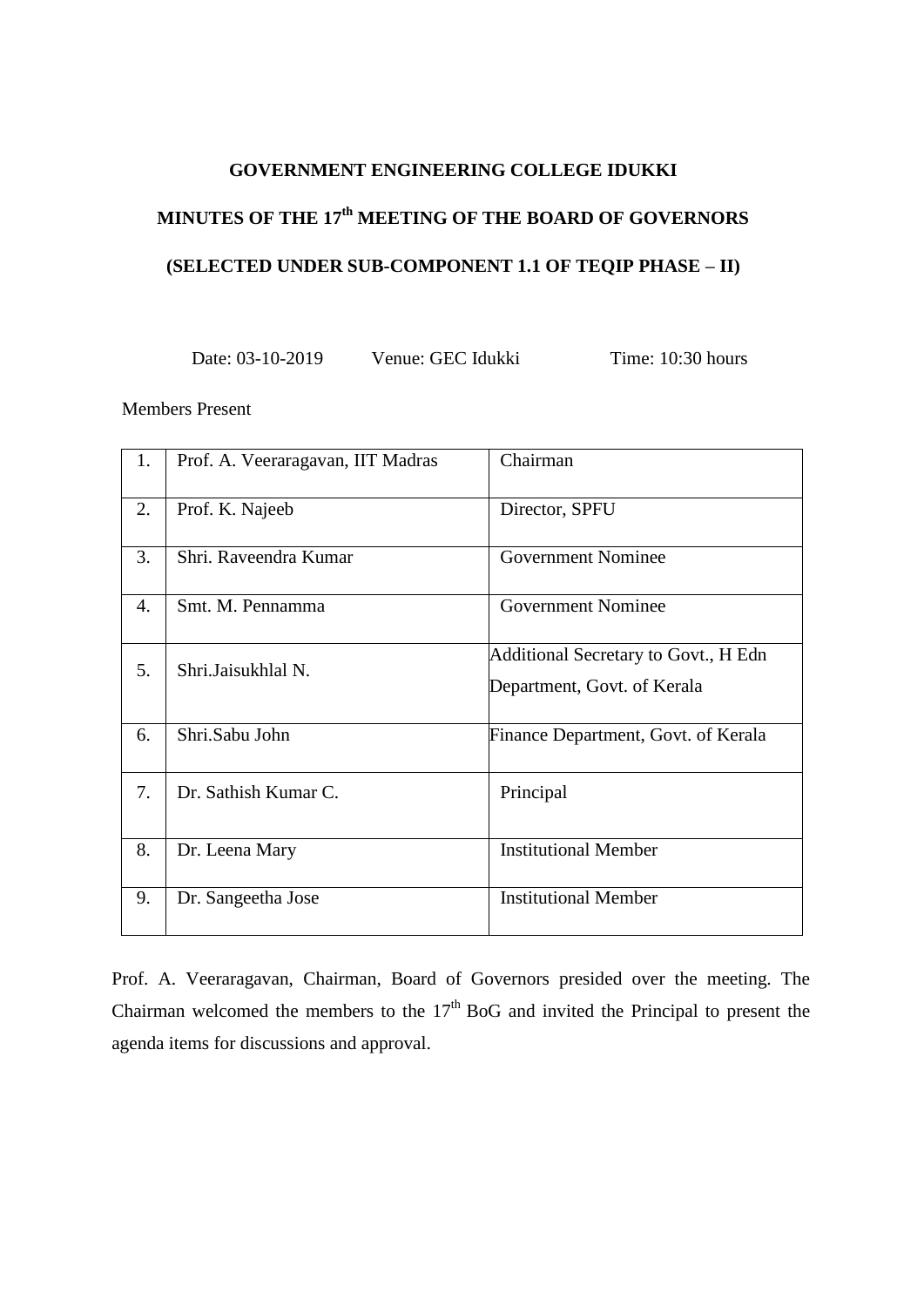# GOVERNMENT ENGINEERING COLLEGE IDUKKI

## MINUTES OF THE 17th MEETING OF THE BOARD OF GOVERNORS

## (SELECTED UNDER SUB-COMPONENT 1.1 OF TEQIP PHASE – II)

Date: 03-10-2019 Venue: GEC Idukki Time: 10:30 hours

Members Present

| | | |
|---|---|---|
| 1. | Prof. A. Veeraragavan, IIT Madras | Chairman |
| 2. | Prof. K. Najeeb | Director, SPFU |
| 3. | Shri. Raveendra Kumar | Government Nominee |
| 4. | Smt. M. Pennamma | Government Nominee |
| 5. | Shri.Jaisukhlal N. | Additional Secretary to Govt., H Edn Department, Govt. of Kerala |
| 6. | Shri.Sabu John | Finance Department, Govt. of Kerala |
| 7. | Dr. Sathish Kumar C. | Principal |
| 8. | Dr. Leena Mary | Institutional Member |
| 9. | Dr. Sangeetha Jose | Institutional Member |

Prof. A. Veeraragavan, Chairman, Board of Governors presided over the meeting. The Chairman welcomed the members to the 17th BoG and invited the Principal to present the agenda items for discussions and approval.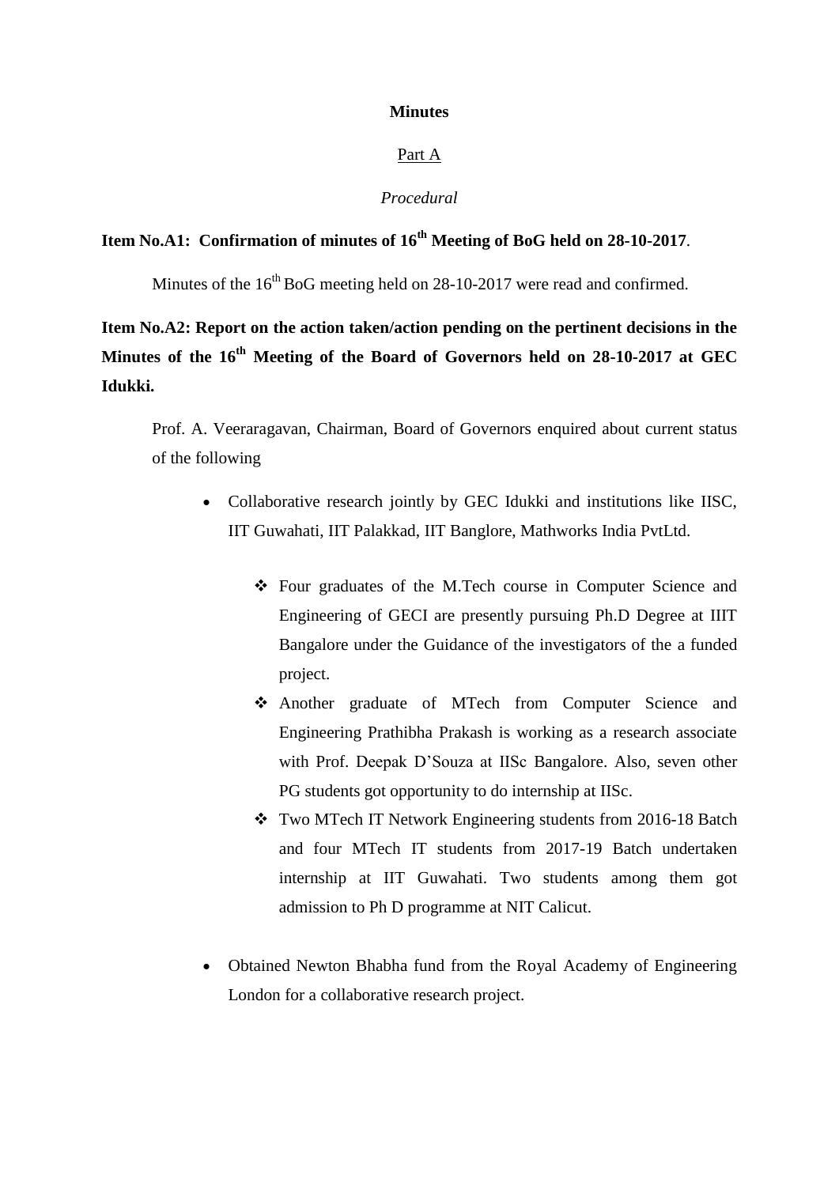**Minutes**

Part A

*Procedural*

**Item No.A1: Confirmation of minutes of 16th Meeting of BoG held on 28-10-2017**.

Minutes of the 16th BoG meeting held on 28-10-2017 were read and confirmed.

**Item No.A2: Report on the action taken/action pending on the pertinent decisions in the Minutes of the 16th Meeting of the Board of Governors held on 28-10-2017 at GEC Idukki.**

Prof. A. Veeraragavan, Chairman, Board of Governors enquired about current status of the following

- Collaborative research jointly by GEC Idukki and institutions like IISC, IIT Guwahati, IIT Palakkad, IIT Banglore, Mathworks India PvtLtd.
    - Four graduates of the M.Tech course in Computer Science and Engineering of GECI are presently pursuing Ph.D Degree at IIIT Bangalore under the Guidance of the investigators of the a funded project.
    - Another graduate of MTech from Computer Science and Engineering Prathibha Prakash is working as a research associate with Prof. Deepak D'Souza at IISc Bangalore. Also, seven other PG students got opportunity to do internship at IISc.
    - Two MTech IT Network Engineering students from 2016-18 Batch and four MTech IT students from 2017-19 Batch undertaken internship at IIT Guwahati. Two students among them got admission to Ph D programme at NIT Calicut.
- Obtained Newton Bhabha fund from the Royal Academy of Engineering London for a collaborative research project.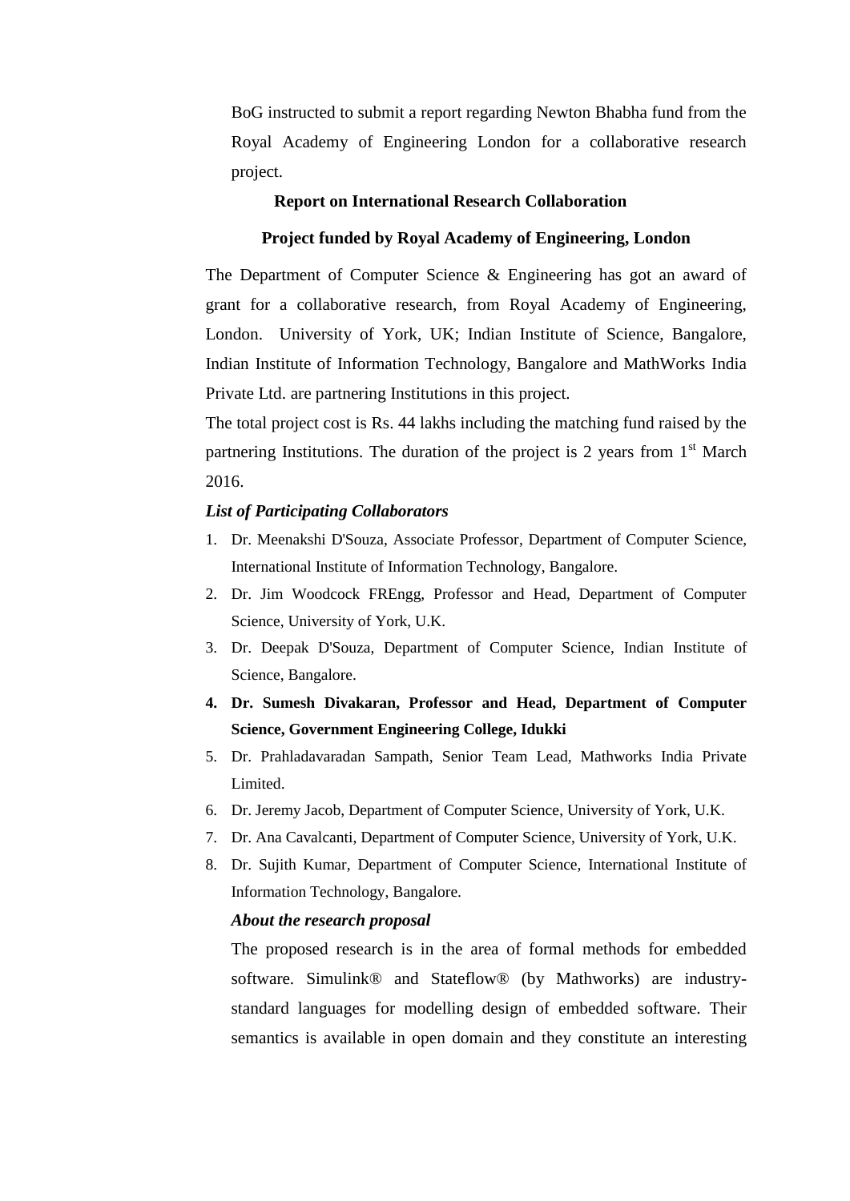BoG instructed to submit a report regarding Newton Bhabha fund from the Royal Academy of Engineering London for a collaborative research project.

**Report on International Research Collaboration**

**Project funded by Royal Academy of Engineering, London**

The Department of Computer Science & Engineering has got an award of grant for a collaborative research, from Royal Academy of Engineering, London. University of York, UK; Indian Institute of Science, Bangalore, Indian Institute of Information Technology, Bangalore and MathWorks India Private Ltd. are partnering Institutions in this project.

The total project cost is Rs. 44 lakhs including the matching fund raised by the partnering Institutions. The duration of the project is 2 years from 1st March 2016.

***List of Participating Collaborators***

1. Dr. Meenakshi D'Souza, Associate Professor, Department of Computer Science, International Institute of Information Technology, Bangalore.
2. Dr. Jim Woodcock FREngg, Professor and Head, Department of Computer Science, University of York, U.K.
3. Dr. Deepak D'Souza, Department of Computer Science, Indian Institute of Science, Bangalore.
4. **Dr. Sumesh Divakaran, Professor and Head, Department of Computer Science, Government Engineering College, Idukki**
5. Dr. Prahladavaradan Sampath, Senior Team Lead, Mathworks India Private Limited.
6. Dr. Jeremy Jacob, Department of Computer Science, University of York, U.K.
7. Dr. Ana Cavalcanti, Department of Computer Science, University of York, U.K.
8. Dr. Sujith Kumar, Department of Computer Science, International Institute of Information Technology, Bangalore.

***About the research proposal***

The proposed research is in the area of formal methods for embedded software. Simulink® and Stateflow® (by Mathworks) are industry-standard languages for modelling design of embedded software. Their semantics is available in open domain and they constitute an interesting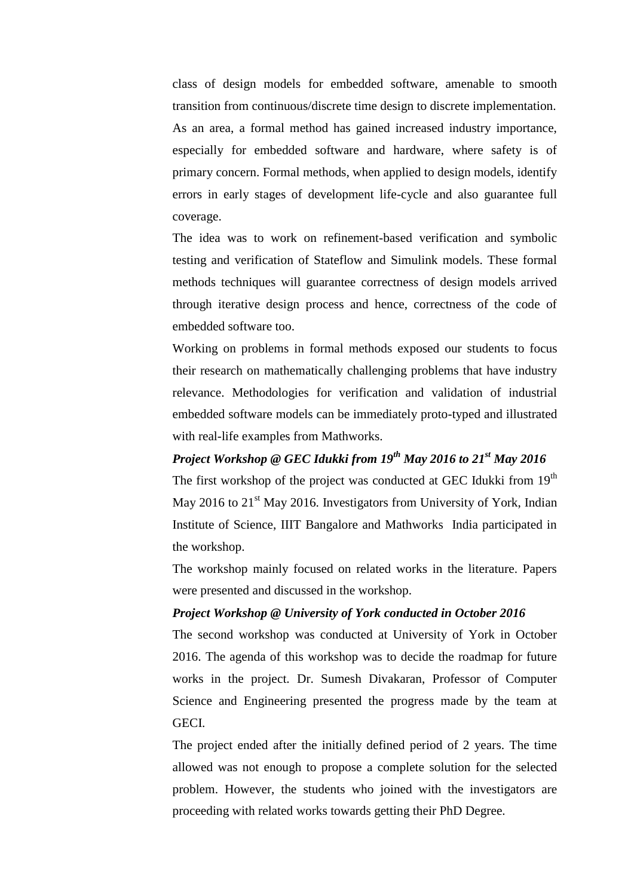class of design models for embedded software, amenable to smooth transition from continuous/discrete time design to discrete implementation. As an area, a formal method has gained increased industry importance, especially for embedded software and hardware, where safety is of primary concern. Formal methods, when applied to design models, identify errors in early stages of development life-cycle and also guarantee full coverage.

The idea was to work on refinement-based verification and symbolic testing and verification of Stateflow and Simulink models. These formal methods techniques will guarantee correctness of design models arrived through iterative design process and hence, correctness of the code of embedded software too.

Working on problems in formal methods exposed our students to focus their research on mathematically challenging problems that have industry relevance. Methodologies for verification and validation of industrial embedded software models can be immediately proto-typed and illustrated with real-life examples from Mathworks.

***Project Workshop @ GEC Idukki from 19th May 2016 to 21st May 2016***

The first workshop of the project was conducted at GEC Idukki from 19th May 2016 to 21st May 2016. Investigators from University of York, Indian Institute of Science, IIIT Bangalore and Mathworks India participated in the workshop.

The workshop mainly focused on related works in the literature. Papers were presented and discussed in the workshop.

***Project Workshop @ University of York conducted in October 2016***

The second workshop was conducted at University of York in October 2016. The agenda of this workshop was to decide the roadmap for future works in the project. Dr. Sumesh Divakaran, Professor of Computer Science and Engineering presented the progress made by the team at GECI.

The project ended after the initially defined period of 2 years. The time allowed was not enough to propose a complete solution for the selected problem. However, the students who joined with the investigators are proceeding with related works towards getting their PhD Degree.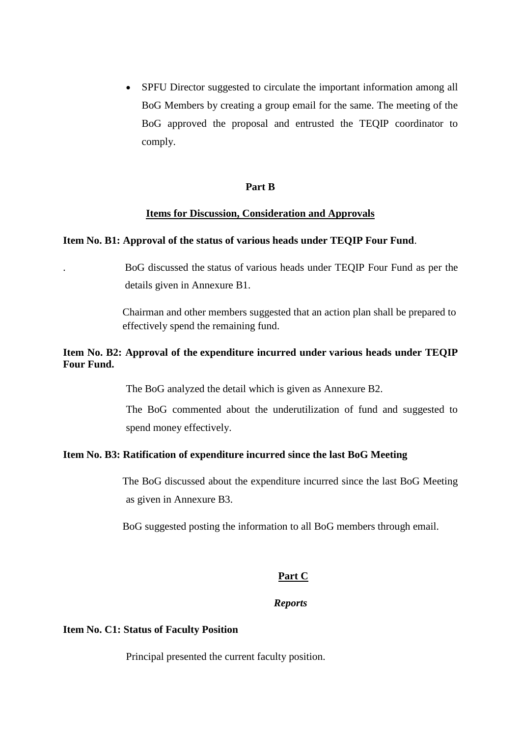- SPFU Director suggested to circulate the important information among all BoG Members by creating a group email for the same. The meeting of the BoG approved the proposal and entrusted the TEQIP coordinator to comply.

## Part B

**Items for Discussion, Consideration and Approvals**

**Item No. B1: Approval of the status of various heads under TEQIP Four Fund**.

. BoG discussed the status of various heads under TEQIP Four Fund as per the details given in Annexure B1.

Chairman and other members suggested that an action plan shall be prepared to effectively spend the remaining fund.

**Item No. B2: Approval of the expenditure incurred under various heads under TEQIP Four Fund.**

The BoG analyzed the detail which is given as Annexure B2.

The BoG commented about the underutilization of fund and suggested to spend money effectively.

**Item No. B3: Ratification of expenditure incurred since the last BoG Meeting**

The BoG discussed about the expenditure incurred since the last BoG Meeting as given in Annexure B3.

BoG suggested posting the information to all BoG members through email.

## Part C

***Reports***

**Item No. C1: Status of Faculty Position**

Principal presented the current faculty position.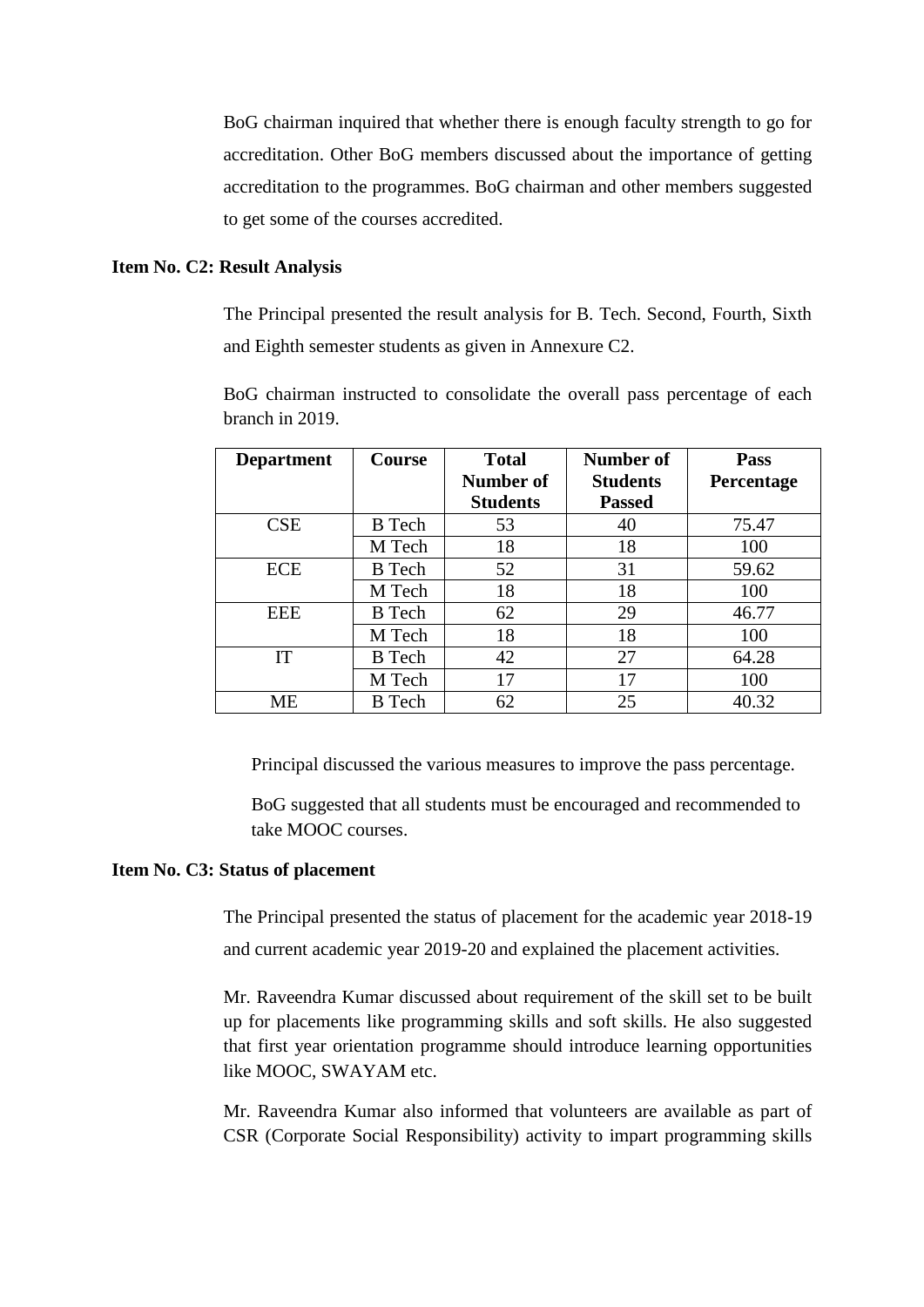BoG chairman inquired that whether there is enough faculty strength to go for accreditation. Other BoG members discussed about the importance of getting accreditation to the programmes. BoG chairman and other members suggested to get some of the courses accredited.

**Item No. C2: Result Analysis**

The Principal presented the result analysis for B. Tech. Second, Fourth, Sixth and Eighth semester students as given in Annexure C2.

BoG chairman instructed to consolidate the overall pass percentage of each branch in 2019.

| Department | Course | Total Number of Students | Number of Students Passed | Pass Percentage |
|---|---|---|---|---|
| CSE | B Tech | 53 | 40 | 75.47 |
| | M Tech | 18 | 18 | 100 |
| ECE | B Tech | 52 | 31 | 59.62 |
| | M Tech | 18 | 18 | 100 |
| EEE | B Tech | 62 | 29 | 46.77 |
| | M Tech | 18 | 18 | 100 |
| IT | B Tech | 42 | 27 | 64.28 |
| | M Tech | 17 | 17 | 100 |
| ME | B Tech | 62 | 25 | 40.32 |

Principal discussed the various measures to improve the pass percentage.

BoG suggested that all students must be encouraged and recommended to take MOOC courses.

**Item No. C3: Status of placement**

The Principal presented the status of placement for the academic year 2018-19 and current academic year 2019-20 and explained the placement activities.

Mr. Raveendra Kumar discussed about requirement of the skill set to be built up for placements like programming skills and soft skills. He also suggested that first year orientation programme should introduce learning opportunities like MOOC, SWAYAM etc.

Mr. Raveendra Kumar also informed that volunteers are available as part of CSR (Corporate Social Responsibility) activity to impart programming skills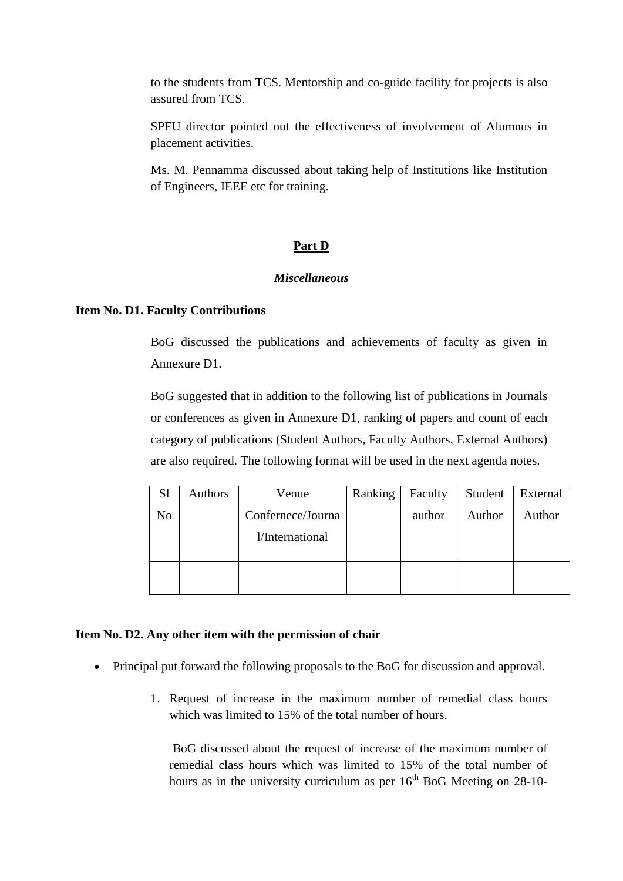to the students from TCS. Mentorship and co-guide facility for projects is also assured from TCS.

SPFU director pointed out the effectiveness of involvement of Alumnus in placement activities.

Ms. M. Pennamma discussed about taking help of Institutions like Institution of Engineers, IEEE etc for training.

## **Part D**

### ***Miscellaneous***

**Item No. D1. Faculty Contributions**

BoG discussed the publications and achievements of faculty as given in Annexure D1.

BoG suggested that in addition to the following list of publications in Journals or conferences as given in Annexure D1, ranking of papers and count of each category of publications (Student Authors, Faculty Authors, External Authors) are also required. The following format will be used in the next agenda notes.

| Sl No | Authors | Venue Confernece/Journal/International | Ranking | Faculty author | Student Author | External Author |
|---|---|---|---|---|---|---|
| | | | | | | |

**Item No. D2. Any other item with the permission of chair**

- Principal put forward the following proposals to the BoG for discussion and approval.

1. Request of increase in the maximum number of remedial class hours which was limited to 15% of the total number of hours.

   BoG discussed about the request of increase of the maximum number of remedial class hours which was limited to 15% of the total number of hours as in the university curriculum as per 16th BoG Meeting on 28-10-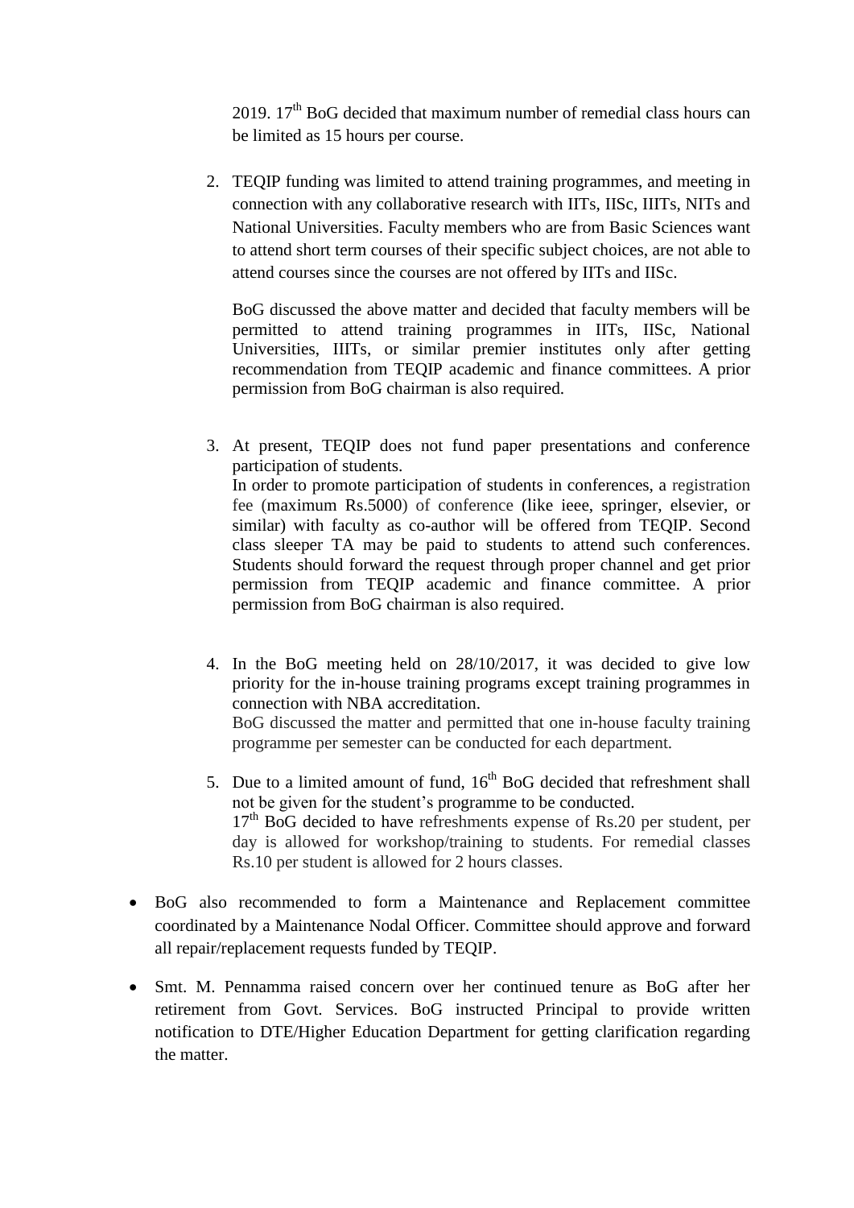2019. 17th BoG decided that maximum number of remedial class hours can be limited as 15 hours per course.

2. TEQIP funding was limited to attend training programmes, and meeting in connection with any collaborative research with IITs, IISc, IIITs, NITs and National Universities. Faculty members who are from Basic Sciences want to attend short term courses of their specific subject choices, are not able to attend courses since the courses are not offered by IITs and IISc.

   BoG discussed the above matter and decided that faculty members will be permitted to attend training programmes in IITs, IISc, National Universities, IIITs, or similar premier institutes only after getting recommendation from TEQIP academic and finance committees. A prior permission from BoG chairman is also required.

3. At present, TEQIP does not fund paper presentations and conference participation of students.
   In order to promote participation of students in conferences, a registration fee (maximum Rs.5000) of conference (like ieee, springer, elsevier, or similar) with faculty as co-author will be offered from TEQIP. Second class sleeper TA may be paid to students to attend such conferences. Students should forward the request through proper channel and get prior permission from TEQIP academic and finance committee. A prior permission from BoG chairman is also required.

4. In the BoG meeting held on 28/10/2017, it was decided to give low priority for the in-house training programs except training programmes in connection with NBA accreditation.
   BoG discussed the matter and permitted that one in-house faculty training programme per semester can be conducted for each department.

5. Due to a limited amount of fund, 16th BoG decided that refreshment shall not be given for the student's programme to be conducted.
   17th BoG decided to have refreshments expense of Rs.20 per student, per day is allowed for workshop/training to students. For remedial classes Rs.10 per student is allowed for 2 hours classes.

- BoG also recommended to form a Maintenance and Replacement committee coordinated by a Maintenance Nodal Officer. Committee should approve and forward all repair/replacement requests funded by TEQIP.

- Smt. M. Pennamma raised concern over her continued tenure as BoG after her retirement from Govt. Services. BoG instructed Principal to provide written notification to DTE/Higher Education Department for getting clarification regarding the matter.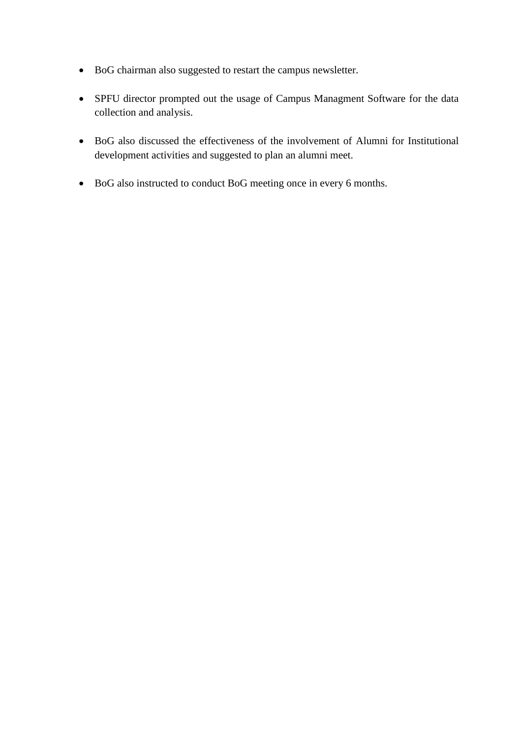- BoG chairman also suggested to restart the campus newsletter.
- SPFU director prompted out the usage of Campus Managment Software for the data collection and analysis.
- BoG also discussed the effectiveness of the involvement of Alumni for Institutional development activities and suggested to plan an alumni meet.
- BoG also instructed to conduct BoG meeting once in every 6 months.